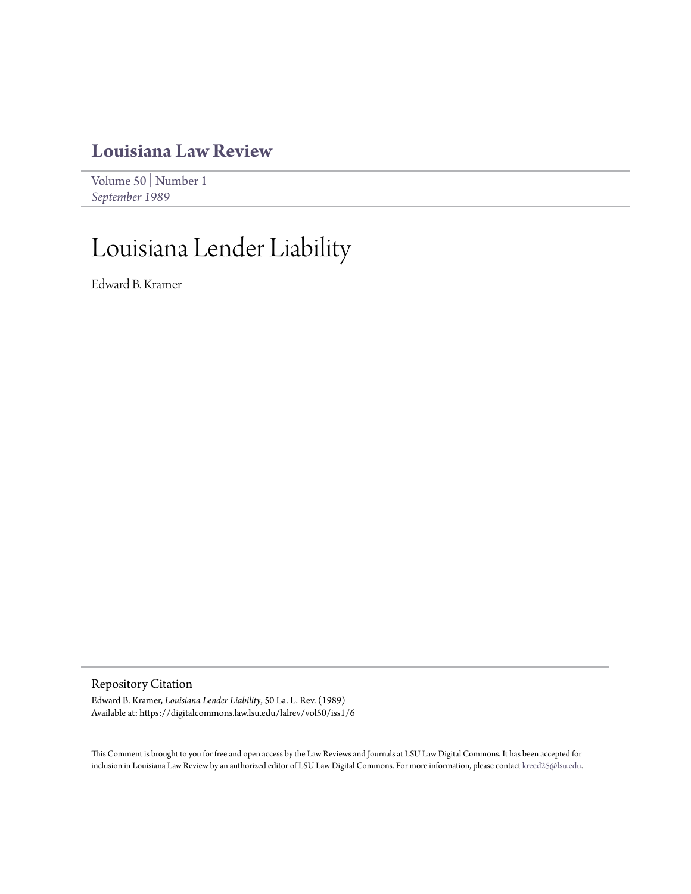# Louisiana Law Review

Volume 50 | Number 1
*September 1989*

# Louisiana Lender Liability

Edward B. Kramer

## Repository Citation

Edward B. Kramer, *Louisiana Lender Liability*, 50 La. L. Rev. (1989)
Available at: https://digitalcommons.law.lsu.edu/lalrev/vol50/iss1/6

This Comment is brought to you for free and open access by the Law Reviews and Journals at LSU Law Digital Commons. It has been accepted for inclusion in Louisiana Law Review by an authorized editor of LSU Law Digital Commons. For more information, please contact kreed25@lsu.edu.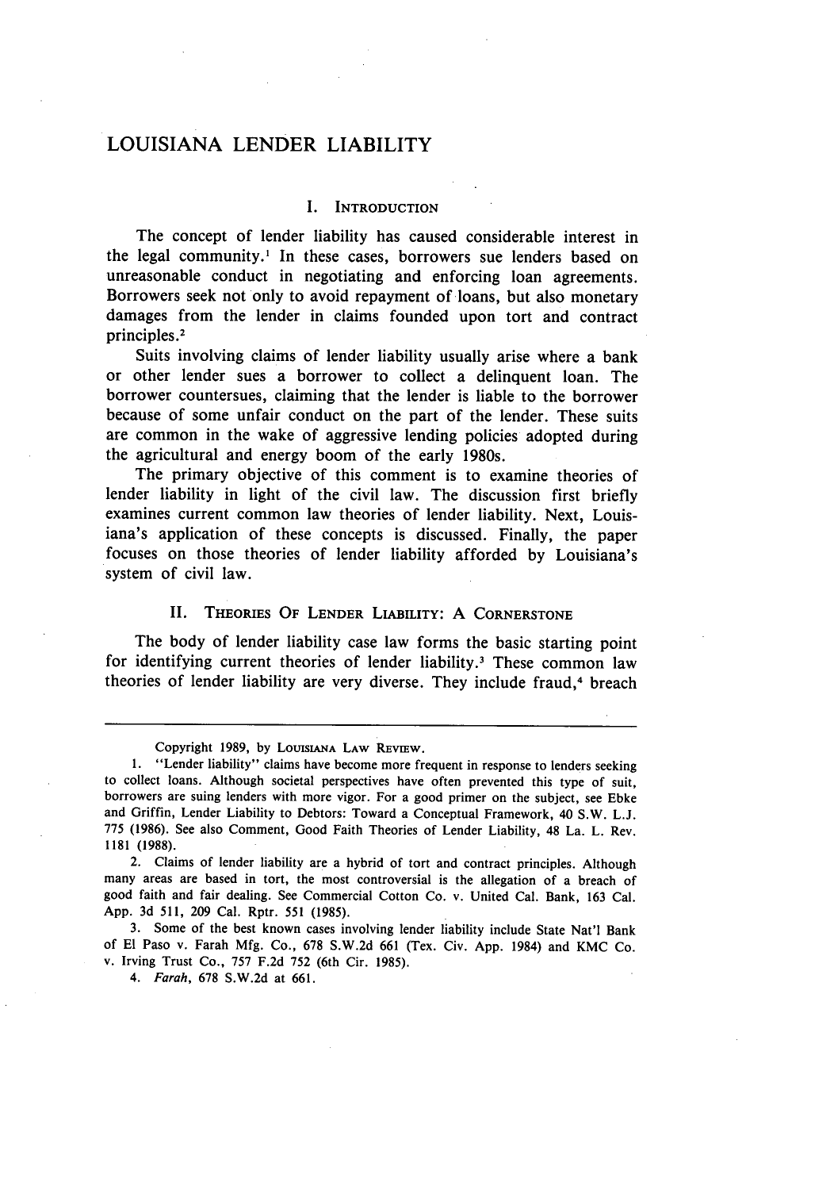# LOUISIANA LENDER LIABILITY

## I. INTRODUCTION

The concept of lender liability has caused considerable interest in the legal community.[1] In these cases, borrowers sue lenders based on unreasonable conduct in negotiating and enforcing loan agreements. Borrowers seek not only to avoid repayment of loans, but also monetary damages from the lender in claims founded upon tort and contract principles.[2]

Suits involving claims of lender liability usually arise where a bank or other lender sues a borrower to collect a delinquent loan. The borrower countersues, claiming that the lender is liable to the borrower because of some unfair conduct on the part of the lender. These suits are common in the wake of aggressive lending policies adopted during the agricultural and energy boom of the early 1980s.

The primary objective of this comment is to examine theories of lender liability in light of the civil law. The discussion first briefly examines current common law theories of lender liability. Next, Louisiana's application of these concepts is discussed. Finally, the paper focuses on those theories of lender liability afforded by Louisiana's system of civil law.

## II. THEORIES OF LENDER LIABILITY: A CORNERSTONE

The body of lender liability case law forms the basic starting point for identifying current theories of lender liability.[3] These common law theories of lender liability are very diverse. They include fraud,[4] breach

---

Copyright 1989, by LOUISIANA LAW REVIEW.

1. "Lender liability" claims have become more frequent in response to lenders seeking to collect loans. Although societal perspectives have often prevented this type of suit, borrowers are suing lenders with more vigor. For a good primer on the subject, see Ebke and Griffin, Lender Liability to Debtors: Toward a Conceptual Framework, 40 S.W. L.J. 775 (1986). See also Comment, Good Faith Theories of Lender Liability, 48 La. L. Rev. 1181 (1988).

2. Claims of lender liability are a hybrid of tort and contract principles. Although many areas are based in tort, the most controversial is the allegation of a breach of good faith and fair dealing. See Commercial Cotton Co. v. United Cal. Bank, 163 Cal. App. 3d 511, 209 Cal. Rptr. 551 (1985).

3. Some of the best known cases involving lender liability include State Nat'l Bank of El Paso v. Farah Mfg. Co., 678 S.W.2d 661 (Tex. Civ. App. 1984) and KMC Co. v. Irving Trust Co., 757 F.2d 752 (6th Cir. 1985).

4. *Farah*, 678 S.W.2d at 661.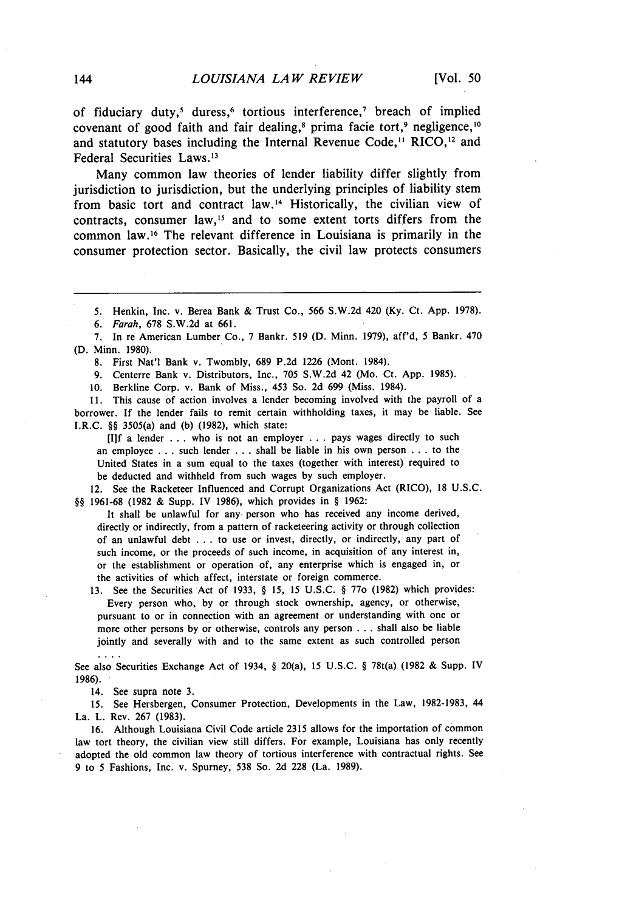of fiduciary duty,[5] duress,[6] tortious interference,[7] breach of implied covenant of good faith and fair dealing,[8] prima facie tort,[9] negligence,[10] and statutory bases including the Internal Revenue Code,[11] RICO,[12] and Federal Securities Laws.[13]

Many common law theories of lender liability differ slightly from jurisdiction to jurisdiction, but the underlying principles of liability stem from basic tort and contract law.[14] Historically, the civilian view of contracts, consumer law,[15] and to some extent torts differs from the common law.[16] The relevant difference in Louisiana is primarily in the consumer protection sector. Basically, the civil law protects consumers

---

5. Henkin, Inc. v. Berea Bank & Trust Co., 566 S.W.2d 420 (Ky. Ct. App. 1978).

6. *Farah*, 678 S.W.2d at 661.

7. In re American Lumber Co., 7 Bankr. 519 (D. Minn. 1979), aff'd, 5 Bankr. 470 (D. Minn. 1980).

8. First Nat'l Bank v. Twombly, 689 P.2d 1226 (Mont. 1984).

9. Centerre Bank v. Distributors, Inc., 705 S.W.2d 42 (Mo. Ct. App. 1985).

10. Berkline Corp. v. Bank of Miss., 453 So. 2d 699 (Miss. 1984).

11. This cause of action involves a lender becoming involved with the payroll of a borrower. If the lender fails to remit certain withholding taxes, it may be liable. See I.R.C. §§ 3505(a) and (b) (1982), which state:

> [I]f a lender . . . who is not an employer . . . pays wages directly to such an employee . . . such lender . . . shall be liable in his own person . . . to the United States in a sum equal to the taxes (together with interest) required to be deducted and withheld from such wages by such employer.

12. See the Racketeer Influenced and Corrupt Organizations Act (RICO), 18 U.S.C. §§ 1961-68 (1982 & Supp. IV 1986), which provides in § 1962:

> It shall be unlawful for any person who has received any income derived, directly or indirectly, from a pattern of racketeering activity or through collection of an unlawful debt . . . to use or invest, directly, or indirectly, any part of such income, or the proceeds of such income, in acquisition of any interest in, or the establishment or operation of, any enterprise which is engaged in, or the activities of which affect, interstate or foreign commerce.

13. See the Securities Act of 1933, § 15, 15 U.S.C. § 77o (1982) which provides:

> Every person who, by or through stock ownership, agency, or otherwise, pursuant to or in connection with an agreement or understanding with one or more other persons by or otherwise, controls any person . . . shall also be liable jointly and severally with and to the same extent as such controlled person . . . .

See also Securities Exchange Act of 1934, § 20(a), 15 U.S.C. § 78t(a) (1982 & Supp. IV 1986).

14. See supra note 3.

15. See Hersbergen, Consumer Protection, Developments in the Law, 1982-1983, 44 La. L. Rev. 267 (1983).

16. Although Louisiana Civil Code article 2315 allows for the importation of common law tort theory, the civilian view still differs. For example, Louisiana has only recently adopted the old common law theory of tortious interference with contractual rights. See 9 to 5 Fashions, Inc. v. Spurney, 538 So. 2d 228 (La. 1989).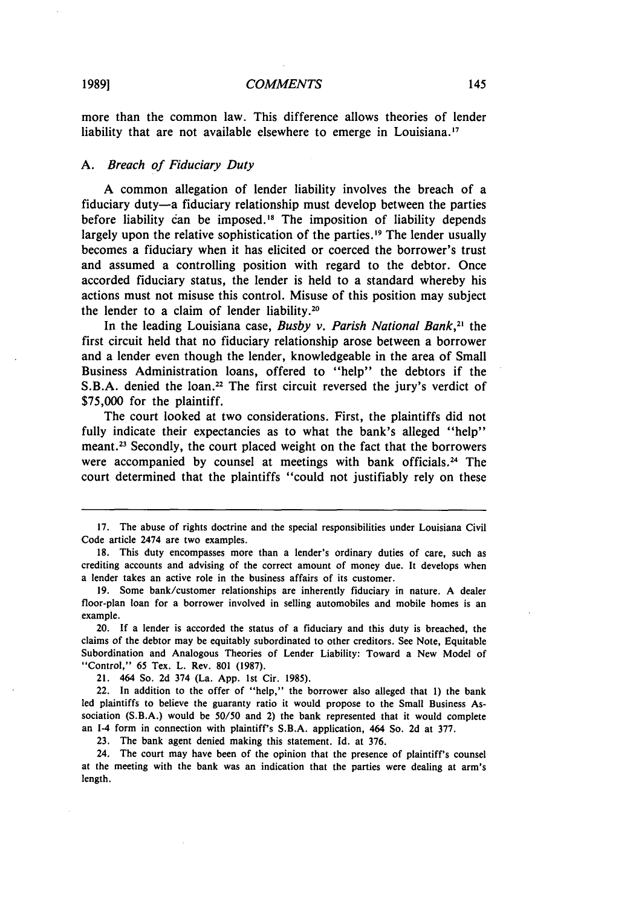more than the common law. This difference allows theories of lender liability that are not available elsewhere to emerge in Louisiana.[17]

### A. *Breach of Fiduciary Duty*

A common allegation of lender liability involves the breach of a fiduciary duty—a fiduciary relationship must develop between the parties before liability can be imposed.[18] The imposition of liability depends largely upon the relative sophistication of the parties.[19] The lender usually becomes a fiduciary when it has elicited or coerced the borrower's trust and assumed a controlling position with regard to the debtor. Once accorded fiduciary status, the lender is held to a standard whereby his actions must not misuse this control. Misuse of this position may subject the lender to a claim of lender liability.[20]

In the leading Louisiana case, *Busby v. Parish National Bank*,[21] the first circuit held that no fiduciary relationship arose between a borrower and a lender even though the lender, knowledgeable in the area of Small Business Administration loans, offered to "help" the debtors if the S.B.A. denied the loan.[22] The first circuit reversed the jury's verdict of $75,000 for the plaintiff.

The court looked at two considerations. First, the plaintiffs did not fully indicate their expectancies as to what the bank's alleged "help" meant.[23] Secondly, the court placed weight on the fact that the borrowers were accompanied by counsel at meetings with bank officials.[24] The court determined that the plaintiffs "could not justifiably rely on these

---

17. The abuse of rights doctrine and the special responsibilities under Louisiana Civil Code article 2474 are two examples.

18. This duty encompasses more than a lender's ordinary duties of care, such as crediting accounts and advising of the correct amount of money due. It develops when a lender takes an active role in the business affairs of its customer.

19. Some bank/customer relationships are inherently fiduciary in nature. A dealer floor-plan loan for a borrower involved in selling automobiles and mobile homes is an example.

20. If a lender is accorded the status of a fiduciary and this duty is breached, the claims of the debtor may be equitably subordinated to other creditors. See Note, Equitable Subordination and Analogous Theories of Lender Liability: Toward a New Model of "Control," 65 Tex. L. Rev. 801 (1987).

21. 464 So. 2d 374 (La. App. 1st Cir. 1985).

22. In addition to the offer of "help," the borrower also alleged that 1) the bank led plaintiffs to believe the guaranty ratio it would propose to the Small Business Association (S.B.A.) would be 50/50 and 2) the bank represented that it would complete an I-4 form in connection with plaintiff's S.B.A. application, 464 So. 2d at 377.

23. The bank agent denied making this statement. Id. at 376.

24. The court may have been of the opinion that the presence of plaintiff's counsel at the meeting with the bank was an indication that the parties were dealing at arm's length.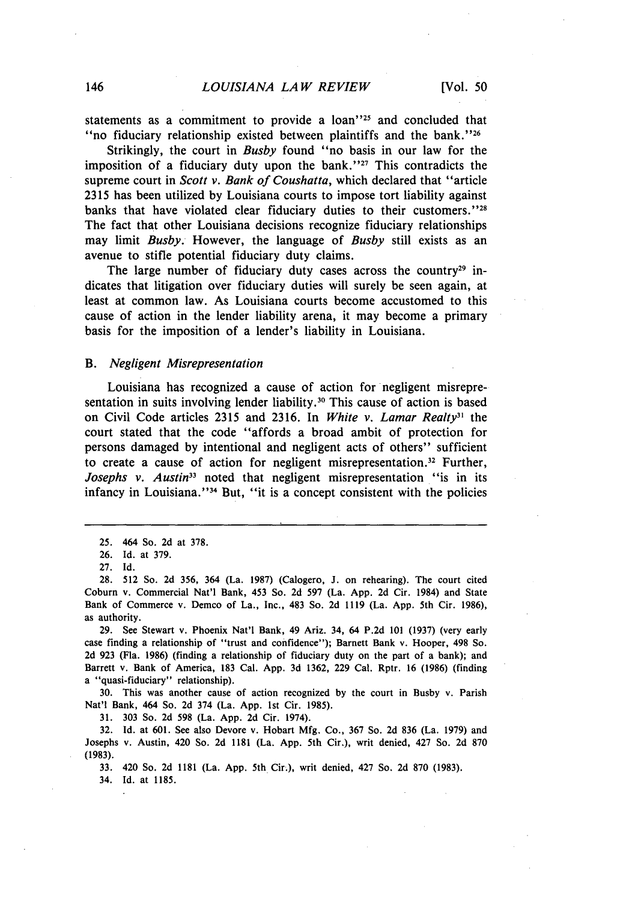statements as a commitment to provide a loan"[25] and concluded that "no fiduciary relationship existed between plaintiffs and the bank."[26]

Strikingly, the court in *Busby* found "no basis in our law for the imposition of a fiduciary duty upon the bank."[27] This contradicts the supreme court in *Scott v. Bank of Coushatta*, which declared that "article 2315 has been utilized by Louisiana courts to impose tort liability against banks that have violated clear fiduciary duties to their customers."[28] The fact that other Louisiana decisions recognize fiduciary relationships may limit *Busby*. However, the language of *Busby* still exists as an avenue to stifle potential fiduciary duty claims.

The large number of fiduciary duty cases across the country[29] indicates that litigation over fiduciary duties will surely be seen again, at least at common law. As Louisiana courts become accustomed to this cause of action in the lender liability arena, it may become a primary basis for the imposition of a lender's liability in Louisiana.

### B. *Negligent Misrepresentation*

Louisiana has recognized a cause of action for negligent misrepresentation in suits involving lender liability.[30] This cause of action is based on Civil Code articles 2315 and 2316. In *White v. Lamar Realty*[31] the court stated that the code "affords a broad ambit of protection for persons damaged by intentional and negligent acts of others" sufficient to create a cause of action for negligent misrepresentation.[32] Further, *Josephs v. Austin*[33] noted that negligent misrepresentation "is in its infancy in Louisiana."[34] But, "it is a concept consistent with the policies

---

25. 464 So. 2d at 378.

26. Id. at 379.

27. Id.

28. 512 So. 2d 356, 364 (La. 1987) (Calogero, J. on rehearing). The court cited Coburn v. Commercial Nat'l Bank, 453 So. 2d 597 (La. App. 2d Cir. 1984) and State Bank of Commerce v. Demco of La., Inc., 483 So. 2d 1119 (La. App. 5th Cir. 1986), as authority.

29. See Stewart v. Phoenix Nat'l Bank, 49 Ariz. 34, 64 P.2d 101 (1937) (very early case finding a relationship of "trust and confidence"); Barnett Bank v. Hooper, 498 So. 2d 923 (Fla. 1986) (finding a relationship of fiduciary duty on the part of a bank); and Barrett v. Bank of America, 183 Cal. App. 3d 1362, 229 Cal. Rptr. 16 (1986) (finding a "quasi-fiduciary" relationship).

30. This was another cause of action recognized by the court in Busby v. Parish Nat'l Bank, 464 So. 2d 374 (La. App. 1st Cir. 1985).

31. 303 So. 2d 598 (La. App. 2d Cir. 1974).

32. Id. at 601. See also Devore v. Hobart Mfg. Co., 367 So. 2d 836 (La. 1979) and Josephs v. Austin, 420 So. 2d 1181 (La. App. 5th Cir.), writ denied, 427 So. 2d 870 (1983).

33. 420 So. 2d 1181 (La. App. 5th Cir.), writ denied, 427 So. 2d 870 (1983).

34. Id. at 1185.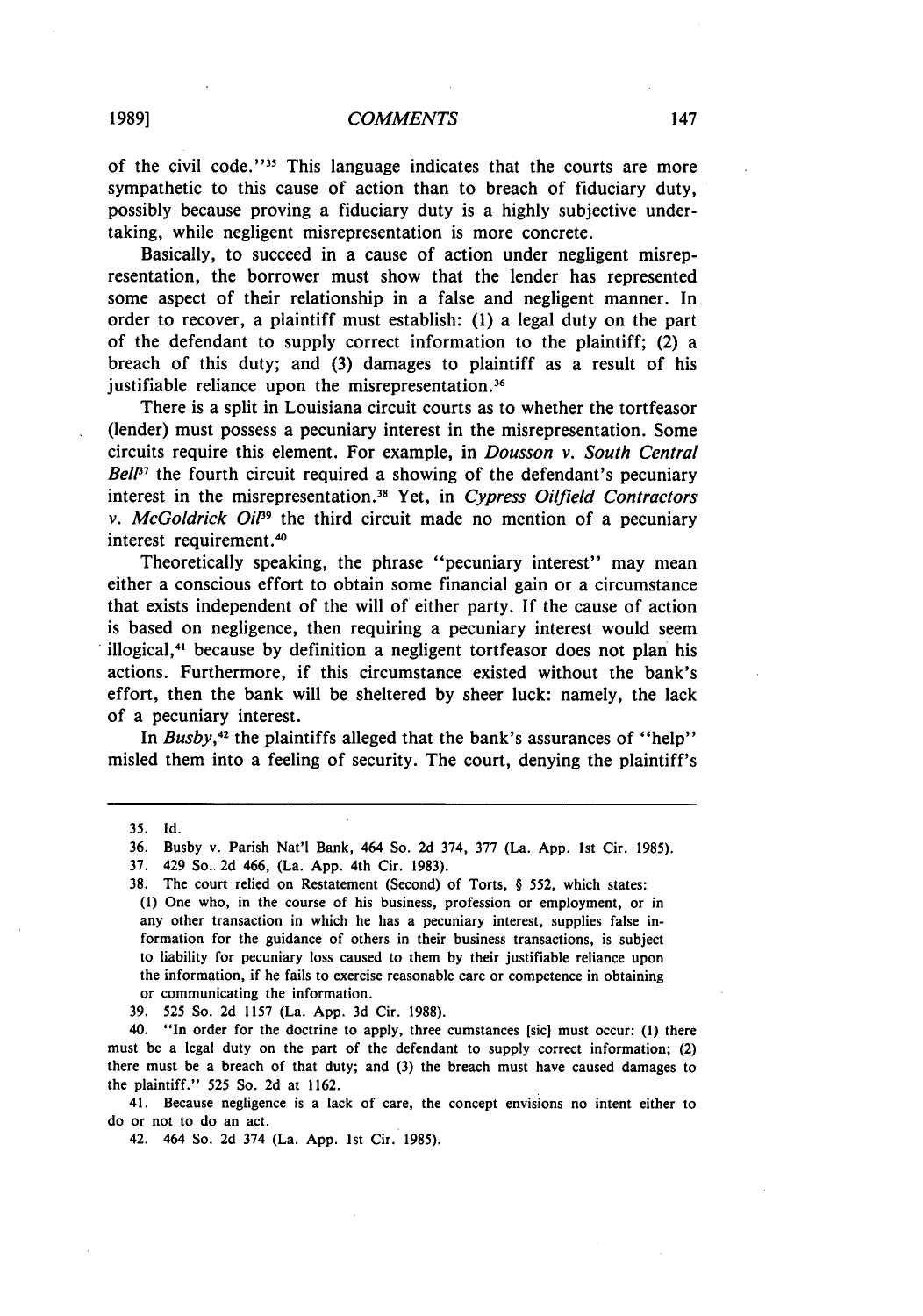of the civil code."[35] This language indicates that the courts are more sympathetic to this cause of action than to breach of fiduciary duty, possibly because proving a fiduciary duty is a highly subjective undertaking, while negligent misrepresentation is more concrete.

Basically, to succeed in a cause of action under negligent misrepresentation, the borrower must show that the lender has represented some aspect of their relationship in a false and negligent manner. In order to recover, a plaintiff must establish: (1) a legal duty on the part of the defendant to supply correct information to the plaintiff; (2) a breach of this duty; and (3) damages to plaintiff as a result of his justifiable reliance upon the misrepresentation.[36]

There is a split in Louisiana circuit courts as to whether the tortfeasor (lender) must possess a pecuniary interest in the misrepresentation. Some circuits require this element. For example, in *Dousson v. South Central Bell*[37] the fourth circuit required a showing of the defendant's pecuniary interest in the misrepresentation.[38] Yet, in *Cypress Oilfield Contractors v. McGoldrick Oil*[39] the third circuit made no mention of a pecuniary interest requirement.[40]

Theoretically speaking, the phrase "pecuniary interest" may mean either a conscious effort to obtain some financial gain or a circumstance that exists independent of the will of either party. If the cause of action is based on negligence, then requiring a pecuniary interest would seem illogical,[41] because by definition a negligent tortfeasor does not plan his actions. Furthermore, if this circumstance existed without the bank's effort, then the bank will be sheltered by sheer luck: namely, the lack of a pecuniary interest.

In *Busby*,[42] the plaintiffs alleged that the bank's assurances of "help" misled them into a feeling of security. The court, denying the plaintiff's

---

35. Id.

36. Busby v. Parish Nat'l Bank, 464 So. 2d 374, 377 (La. App. 1st Cir. 1985).

37. 429 So. 2d 466, (La. App. 4th Cir. 1983).

38. The court relied on Restatement (Second) of Torts, § 552, which states:
(1) One who, in the course of his business, profession or employment, or in any other transaction in which he has a pecuniary interest, supplies false information for the guidance of others in their business transactions, is subject to liability for pecuniary loss caused to them by their justifiable reliance upon the information, if he fails to exercise reasonable care or competence in obtaining or communicating the information.

39. 525 So. 2d 1157 (La. App. 3d Cir. 1988).

40. "In order for the doctrine to apply, three cumstances [sic] must occur: (1) there must be a legal duty on the part of the defendant to supply correct information; (2) there must be a breach of that duty; and (3) the breach must have caused damages to the plaintiff." 525 So. 2d at 1162.

41. Because negligence is a lack of care, the concept envisions no intent either to do or not to do an act.

42. 464 So. 2d 374 (La. App. 1st Cir. 1985).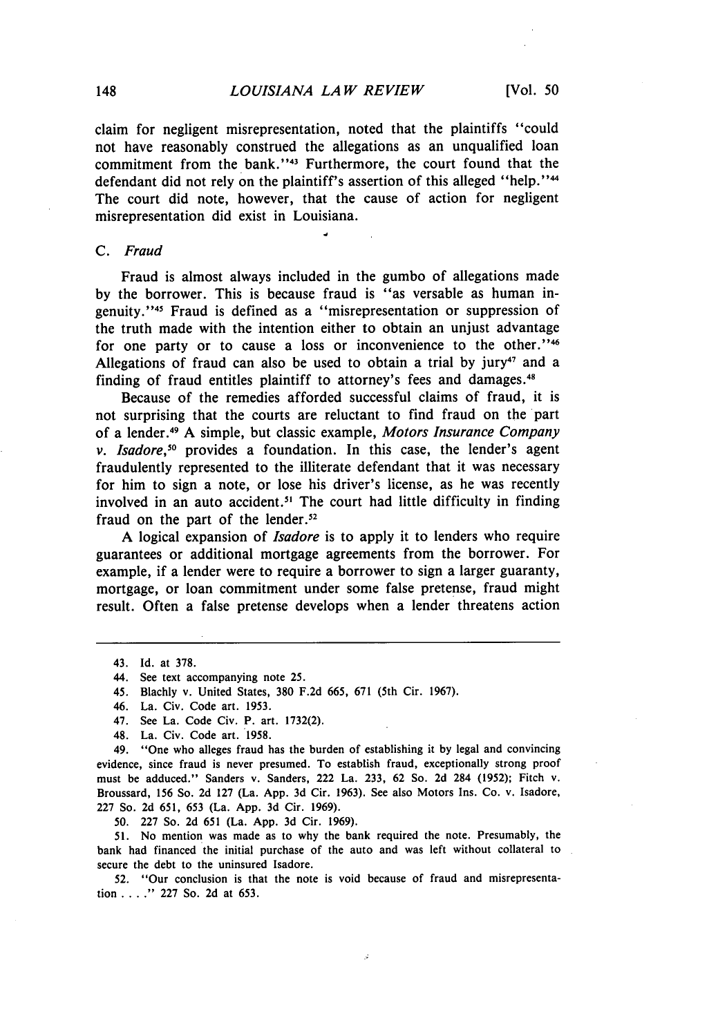claim for negligent misrepresentation, noted that the plaintiffs "could not have reasonably construed the allegations as an unqualified loan commitment from the bank."[43] Furthermore, the court found that the defendant did not rely on the plaintiff's assertion of this alleged "help."[44] The court did note, however, that the cause of action for negligent misrepresentation did exist in Louisiana.

### C. *Fraud*

Fraud is almost always included in the gumbo of allegations made by the borrower. This is because fraud is "as versable as human ingenuity."[45] Fraud is defined as a "misrepresentation or suppression of the truth made with the intention either to obtain an unjust advantage for one party or to cause a loss or inconvenience to the other."[46] Allegations of fraud can also be used to obtain a trial by jury[47] and a finding of fraud entitles plaintiff to attorney's fees and damages.[48]

Because of the remedies afforded successful claims of fraud, it is not surprising that the courts are reluctant to find fraud on the part of a lender.[49] A simple, but classic example, *Motors Insurance Company v. Isadore*,[50] provides a foundation. In this case, the lender's agent fraudulently represented to the illiterate defendant that it was necessary for him to sign a note, or lose his driver's license, as he was recently involved in an auto accident.[51] The court had little difficulty in finding fraud on the part of the lender.[52]

A logical expansion of *Isadore* is to apply it to lenders who require guarantees or additional mortgage agreements from the borrower. For example, if a lender were to require a borrower to sign a larger guaranty, mortgage, or loan commitment under some false pretense, fraud might result. Often a false pretense develops when a lender threatens action

---

43. Id. at 378.

44. See text accompanying note 25.

45. Blachly v. United States, 380 F.2d 665, 671 (5th Cir. 1967).

46. La. Civ. Code art. 1953.

47. See La. Code Civ. P. art. 1732(2).

48. La. Civ. Code art. 1958.

49. "One who alleges fraud has the burden of establishing it by legal and convincing evidence, since fraud is never presumed. To establish fraud, exceptionally strong proof must be adduced." Sanders v. Sanders, 222 La. 233, 62 So. 2d 284 (1952); Fitch v. Broussard, 156 So. 2d 127 (La. App. 3d Cir. 1963). See also Motors Ins. Co. v. Isadore, 227 So. 2d 651, 653 (La. App. 3d Cir. 1969).

50. 227 So. 2d 651 (La. App. 3d Cir. 1969).

51. No mention was made as to why the bank required the note. Presumably, the bank had financed the initial purchase of the auto and was left without collateral to secure the debt to the uninsured Isadore.

52. "Our conclusion is that the note is void because of fraud and misrepresentation . . . ." 227 So. 2d at 653.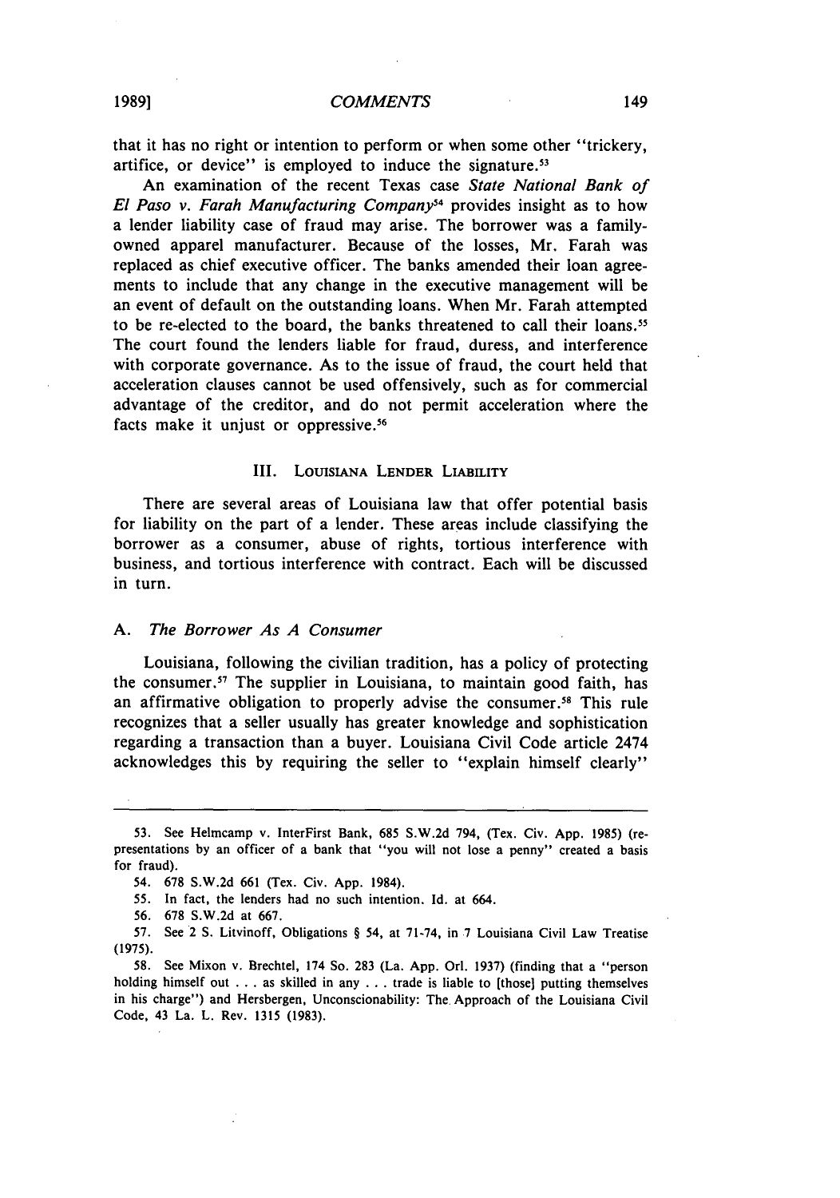that it has no right or intention to perform or when some other "trickery, artifice, or device" is employed to induce the signature.[53]

An examination of the recent Texas case *State National Bank of El Paso v. Farah Manufacturing Company*[54] provides insight as to how a lender liability case of fraud may arise. The borrower was a family-owned apparel manufacturer. Because of the losses, Mr. Farah was replaced as chief executive officer. The banks amended their loan agreements to include that any change in the executive management will be an event of default on the outstanding loans. When Mr. Farah attempted to be re-elected to the board, the banks threatened to call their loans.[55] The court found the lenders liable for fraud, duress, and interference with corporate governance. As to the issue of fraud, the court held that acceleration clauses cannot be used offensively, such as for commercial advantage of the creditor, and do not permit acceleration where the facts make it unjust or oppressive.[56]

## III. Louisiana Lender Liability

There are several areas of Louisiana law that offer potential basis for liability on the part of a lender. These areas include classifying the borrower as a consumer, abuse of rights, tortious interference with business, and tortious interference with contract. Each will be discussed in turn.

### A. *The Borrower As A Consumer*

Louisiana, following the civilian tradition, has a policy of protecting the consumer.[57] The supplier in Louisiana, to maintain good faith, has an affirmative obligation to properly advise the consumer.[58] This rule recognizes that a seller usually has greater knowledge and sophistication regarding a transaction than a buyer. Louisiana Civil Code article 2474 acknowledges this by requiring the seller to "explain himself clearly"

---

53. See Helmcamp v. InterFirst Bank, 685 S.W.2d 794, (Tex. Civ. App. 1985) (representations by an officer of a bank that "you will not lose a penny" created a basis for fraud).

54. 678 S.W.2d 661 (Tex. Civ. App. 1984).

55. In fact, the lenders had no such intention. Id. at 664.

56. 678 S.W.2d at 667.

57. See 2 S. Litvinoff, Obligations § 54, at 71-74, in 7 Louisiana Civil Law Treatise (1975).

58. See Mixon v. Brechtel, 174 So. 283 (La. App. Orl. 1937) (finding that a "person holding himself out . . . as skilled in any . . . trade is liable to [those] putting themselves in his charge") and Hersbergen, Unconscionability: The Approach of the Louisiana Civil Code, 43 La. L. Rev. 1315 (1983).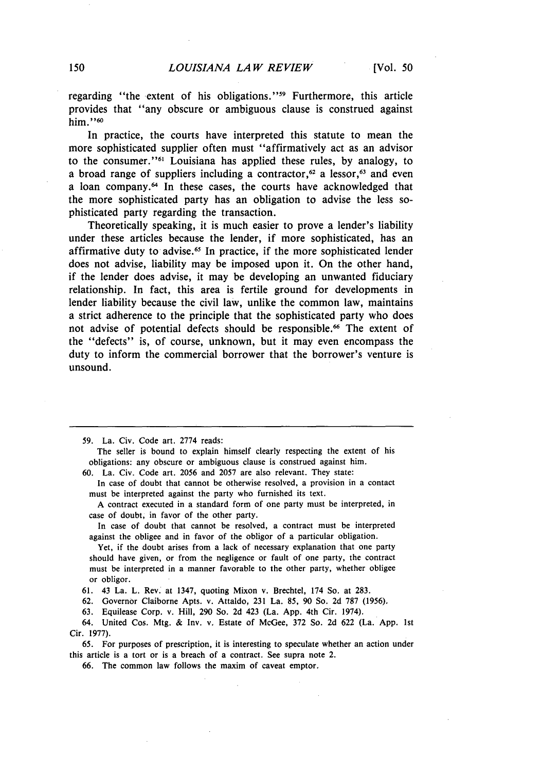regarding "the extent of his obligations."[59] Furthermore, this article provides that "any obscure or ambiguous clause is construed against him."[60]

In practice, the courts have interpreted this statute to mean the more sophisticated supplier often must "affirmatively act as an advisor to the consumer."[61] Louisiana has applied these rules, by analogy, to a broad range of suppliers including a contractor,[62] a lessor,[63] and even a loan company.[64] In these cases, the courts have acknowledged that the more sophisticated party has an obligation to advise the less sophisticated party regarding the transaction.

Theoretically speaking, it is much easier to prove a lender's liability under these articles because the lender, if more sophisticated, has an affirmative duty to advise.[65] In practice, if the more sophisticated lender does not advise, liability may be imposed upon it. On the other hand, if the lender does advise, it may be developing an unwanted fiduciary relationship. In fact, this area is fertile ground for developments in lender liability because the civil law, unlike the common law, maintains a strict adherence to the principle that the sophisticated party who does not advise of potential defects should be responsible.[66] The extent of the "defects" is, of course, unknown, but it may even encompass the duty to inform the commercial borrower that the borrower's venture is unsound.

---

59. La. Civ. Code art. 2774 reads:

The seller is bound to explain himself clearly respecting the extent of his obligations: any obscure or ambiguous clause is construed against him.

60. La. Civ. Code art. 2056 and 2057 are also relevant. They state:

In case of doubt that cannot be otherwise resolved, a provision in a contact must be interpreted against the party who furnished its text.

A contract executed in a standard form of one party must be interpreted, in case of doubt, in favor of the other party.

In case of doubt that cannot be resolved, a contract must be interpreted against the obligee and in favor of the obligor of a particular obligation.

Yet, if the doubt arises from a lack of necessary explanation that one party should have given, or from the negligence or fault of one party, the contract must be interpreted in a manner favorable to the other party, whether obligee or obligor.

61. 43 La. L. Rev. at 1347, quoting Mixon v. Brechtel, 174 So. at 283.

62. Governor Claiborne Apts. v. Attaldo, 231 La. 85, 90 So. 2d 787 (1956).

63. Equilease Corp. v. Hill, 290 So. 2d 423 (La. App. 4th Cir. 1974).

64. United Cos. Mtg. & Inv. v. Estate of McGee, 372 So. 2d 622 (La. App. 1st Cir. 1977).

65. For purposes of prescription, it is interesting to speculate whether an action under this article is a tort or is a breach of a contract. See supra note 2.

66. The common law follows the maxim of caveat emptor.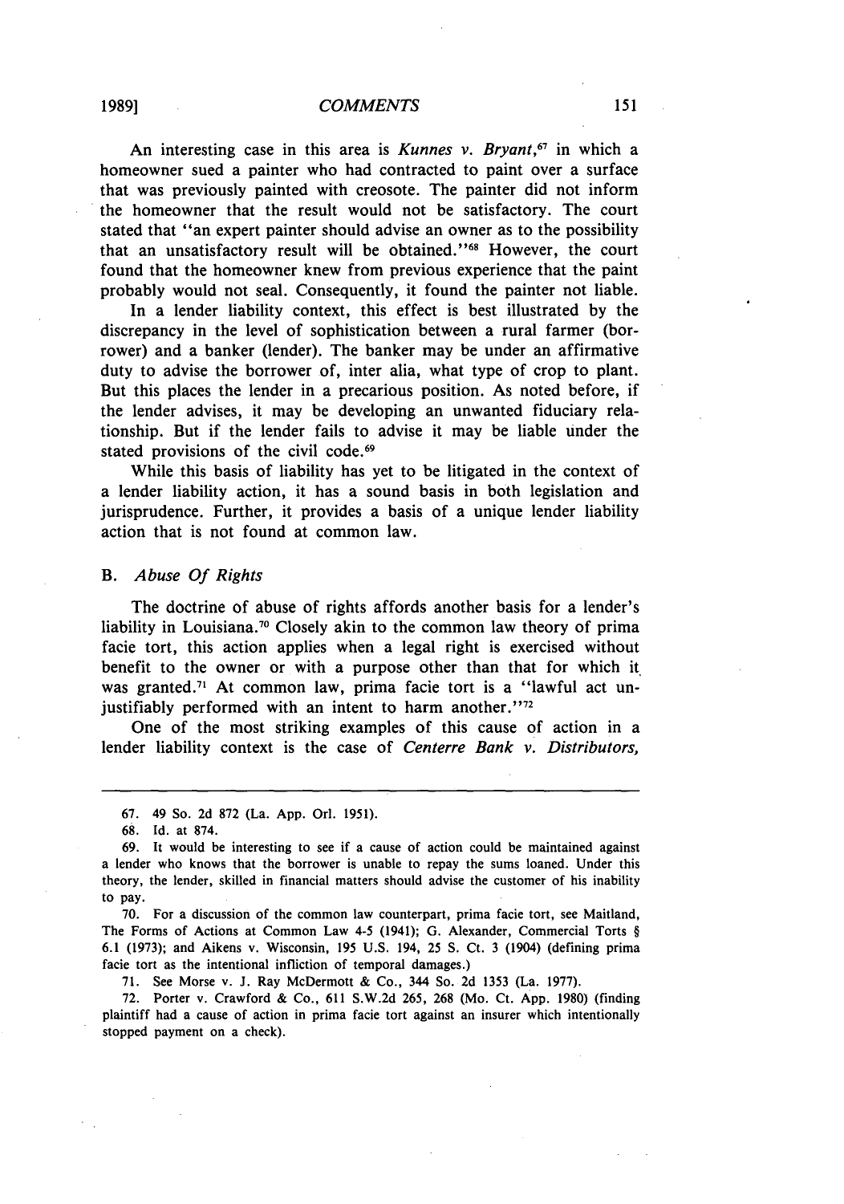An interesting case in this area is *Kunnes v. Bryant*,[67] in which a homeowner sued a painter who had contracted to paint over a surface that was previously painted with creosote. The painter did not inform the homeowner that the result would not be satisfactory. The court stated that "an expert painter should advise an owner as to the possibility that an unsatisfactory result will be obtained."[68] However, the court found that the homeowner knew from previous experience that the paint probably would not seal. Consequently, it found the painter not liable.

In a lender liability context, this effect is best illustrated by the discrepancy in the level of sophistication between a rural farmer (borrower) and a banker (lender). The banker may be under an affirmative duty to advise the borrower of, inter alia, what type of crop to plant. But this places the lender in a precarious position. As noted before, if the lender advises, it may be developing an unwanted fiduciary relationship. But if the lender fails to advise it may be liable under the stated provisions of the civil code.[69]

While this basis of liability has yet to be litigated in the context of a lender liability action, it has a sound basis in both legislation and jurisprudence. Further, it provides a basis of a unique lender liability action that is not found at common law.

### B. *Abuse Of Rights*

The doctrine of abuse of rights affords another basis for a lender's liability in Louisiana.[70] Closely akin to the common law theory of prima facie tort, this action applies when a legal right is exercised without benefit to the owner or with a purpose other than that for which it was granted.[71] At common law, prima facie tort is a "lawful act unjustifiably performed with an intent to harm another."[72]

One of the most striking examples of this cause of action in a lender liability context is the case of *Centerre Bank v. Distributors,*

---

67. 49 So. 2d 872 (La. App. Orl. 1951).

68. Id. at 874.

69. It would be interesting to see if a cause of action could be maintained against a lender who knows that the borrower is unable to repay the sums loaned. Under this theory, the lender, skilled in financial matters should advise the customer of his inability to pay.

70. For a discussion of the common law counterpart, prima facie tort, see Maitland, The Forms of Actions at Common Law 4-5 (1941); G. Alexander, Commercial Torts § 6.1 (1973); and Aikens v. Wisconsin, 195 U.S. 194, 25 S. Ct. 3 (1904) (defining prima facie tort as the intentional infliction of temporal damages.)

71. See Morse v. J. Ray McDermott & Co., 344 So. 2d 1353 (La. 1977).

72. Porter v. Crawford & Co., 611 S.W.2d 265, 268 (Mo. Ct. App. 1980) (finding plaintiff had a cause of action in prima facie tort against an insurer which intentionally stopped payment on a check).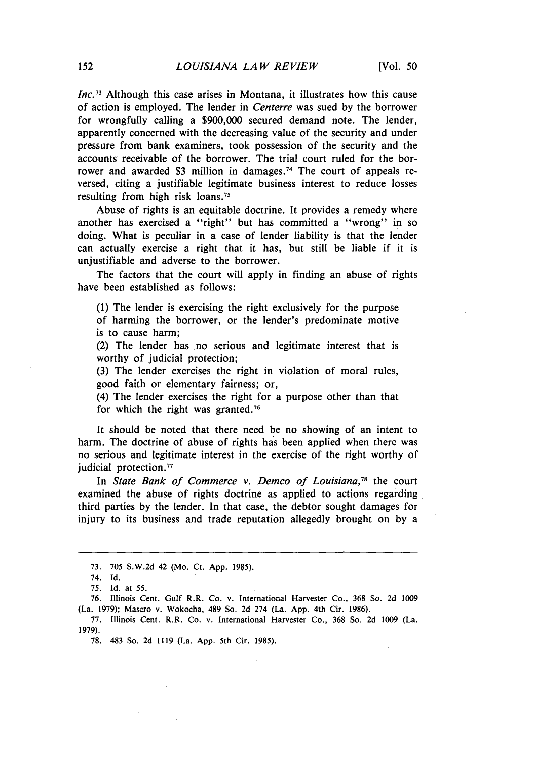*Inc.*[73] Although this case arises in Montana, it illustrates how this cause of action is employed. The lender in *Centerre* was sued by the borrower for wrongfully calling a $900,000 secured demand note. The lender, apparently concerned with the decreasing value of the security and under pressure from bank examiners, took possession of the security and the accounts receivable of the borrower. The trial court ruled for the borrower and awarded $3 million in damages.[74] The court of appeals reversed, citing a justifiable legitimate business interest to reduce losses resulting from high risk loans.[75]

Abuse of rights is an equitable doctrine. It provides a remedy where another has exercised a "right" but has committed a "wrong" in so doing. What is peculiar in a case of lender liability is that the lender can actually exercise a right that it has, but still be liable if it is unjustifiable and adverse to the borrower.

The factors that the court will apply in finding an abuse of rights have been established as follows:

> (1) The lender is exercising the right exclusively for the purpose of harming the borrower, or the lender's predominate motive is to cause harm;
>
> (2) The lender has no serious and legitimate interest that is worthy of judicial protection;
>
> (3) The lender exercises the right in violation of moral rules, good faith or elementary fairness; or,
>
> (4) The lender exercises the right for a purpose other than that for which the right was granted.[76]

It should be noted that there need be no showing of an intent to harm. The doctrine of abuse of rights has been applied when there was no serious and legitimate interest in the exercise of the right worthy of judicial protection.[77]

In *State Bank of Commerce v. Demco of Louisiana*,[78] the court examined the abuse of rights doctrine as applied to actions regarding third parties by the lender. In that case, the debtor sought damages for injury to its business and trade reputation allegedly brought on by a

---

73. 705 S.W.2d 42 (Mo. Ct. App. 1985).

74. Id.

75. Id. at 55.

76. Illinois Cent. Gulf R.R. Co. v. International Harvester Co., 368 So. 2d 1009 (La. 1979); Mascro v. Wokocha, 489 So. 2d 274 (La. App. 4th Cir. 1986).

77. Illinois Cent. R.R. Co. v. International Harvester Co., 368 So. 2d 1009 (La. 1979).

78. 483 So. 2d 1119 (La. App. 5th Cir. 1985).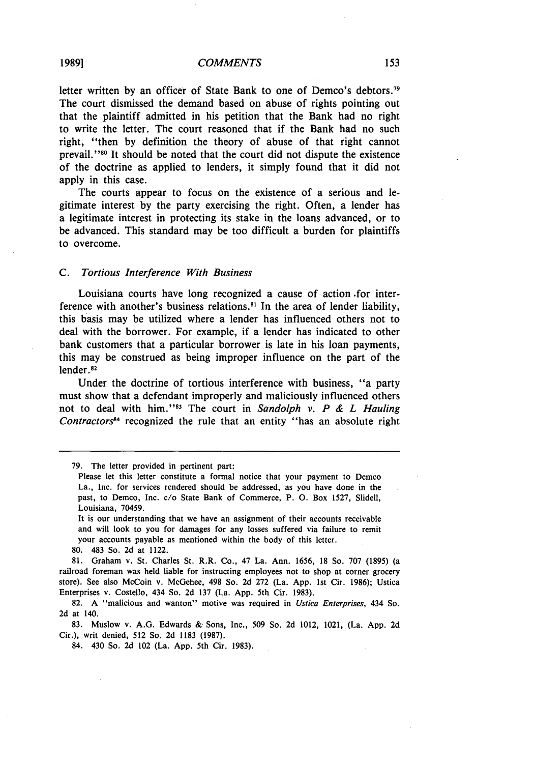letter written by an officer of State Bank to one of Demco's debtors.[79] The court dismissed the demand based on abuse of rights pointing out that the plaintiff admitted in his petition that the Bank had no right to write the letter. The court reasoned that if the Bank had no such right, "then by definition the theory of abuse of that right cannot prevail."[80] It should be noted that the court did not dispute the existence of the doctrine as applied to lenders, it simply found that it did not apply in this case.

The courts appear to focus on the existence of a serious and legitimate interest by the party exercising the right. Often, a lender has a legitimate interest in protecting its stake in the loans advanced, or to be advanced. This standard may be too difficult a burden for plaintiffs to overcome.

### C. *Tortious Interference With Business*

Louisiana courts have long recognized a cause of action for interference with another's business relations.[81] In the area of lender liability, this basis may be utilized where a lender has influenced others not to deal with the borrower. For example, if a lender has indicated to other bank customers that a particular borrower is late in his loan payments, this may be construed as being improper influence on the part of the lender.[82]

Under the doctrine of tortious interference with business, "a party must show that a defendant improperly and maliciously influenced others not to deal with him."[83] The court in *Sandolph v. P & L Hauling Contractors*[84] recognized the rule that an entity "has an absolute right

---

79. The letter provided in pertinent part:

Please let this letter constitute a formal notice that your payment to Demco La., Inc. for services rendered should be addressed, as you have done in the past, to Demco, Inc. c/o State Bank of Commerce, P. O. Box 1527, Slidell, Louisiana, 70459.

It is our understanding that we have an assignment of their accounts receivable and will look to you for damages for any losses suffered via failure to remit your accounts payable as mentioned within the body of this letter.

80. 483 So. 2d at 1122.

81. Graham v. St. Charles St. R.R. Co., 47 La. Ann. 1656, 18 So. 707 (1895) (a railroad foreman was held liable for instructing employees not to shop at corner grocery store). See also McCoin v. McGehee, 498 So. 2d 272 (La. App. 1st Cir. 1986); Ustica Enterprises v. Costello, 434 So. 2d 137 (La. App. 5th Cir. 1983).

82. A "malicious and wanton" motive was required in *Ustica Enterprises*, 434 So. 2d at 140.

83. Muslow v. A.G. Edwards & Sons, Inc., 509 So. 2d 1012, 1021, (La. App. 2d Cir.), writ denied, 512 So. 2d 1183 (1987).

84. 430 So. 2d 102 (La. App. 5th Cir. 1983).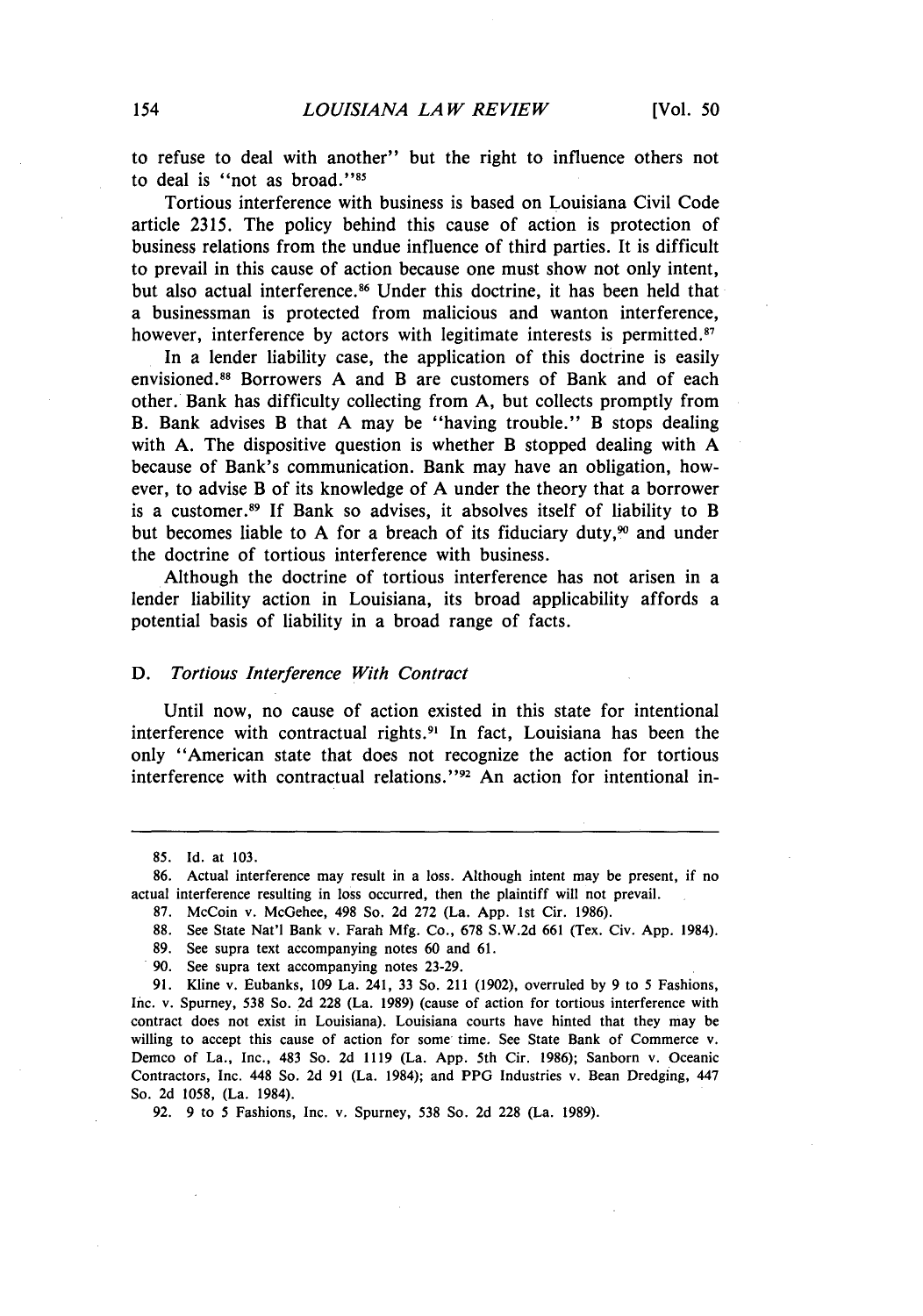to refuse to deal with another" but the right to influence others not to deal is "not as broad."[85]

Tortious interference with business is based on Louisiana Civil Code article 2315. The policy behind this cause of action is protection of business relations from the undue influence of third parties. It is difficult to prevail in this cause of action because one must show not only intent, but also actual interference.[86] Under this doctrine, it has been held that a businessman is protected from malicious and wanton interference, however, interference by actors with legitimate interests is permitted.[87]

In a lender liability case, the application of this doctrine is easily envisioned.[88] Borrowers A and B are customers of Bank and of each other. Bank has difficulty collecting from A, but collects promptly from B. Bank advises B that A may be "having trouble." B stops dealing with A. The dispositive question is whether B stopped dealing with A because of Bank's communication. Bank may have an obligation, however, to advise B of its knowledge of A under the theory that a borrower is a customer.[89] If Bank so advises, it absolves itself of liability to B but becomes liable to A for a breach of its fiduciary duty,[90] and under the doctrine of tortious interference with business.

Although the doctrine of tortious interference has not arisen in a lender liability action in Louisiana, its broad applicability affords a potential basis of liability in a broad range of facts.

### D. *Tortious Interference With Contract*

Until now, no cause of action existed in this state for intentional interference with contractual rights.[91] In fact, Louisiana has been the only "American state that does not recognize the action for tortious interference with contractual relations."[92] An action for intentional in-

---

85. Id. at 103.

86. Actual interference may result in a loss. Although intent may be present, if no actual interference resulting in loss occurred, then the plaintiff will not prevail.

87. McCoin v. McGehee, 498 So. 2d 272 (La. App. 1st Cir. 1986).

88. See State Nat'l Bank v. Farah Mfg. Co., 678 S.W.2d 661 (Tex. Civ. App. 1984).

89. See supra text accompanying notes 60 and 61.

90. See supra text accompanying notes 23-29.

91. Kline v. Eubanks, 109 La. 241, 33 So. 211 (1902), overruled by 9 to 5 Fashions, Inc. v. Spurney, 538 So. 2d 228 (La. 1989) (cause of action for tortious interference with contract does not exist in Louisiana). Louisiana courts have hinted that they may be willing to accept this cause of action for some time. See State Bank of Commerce v. Demco of La., Inc., 483 So. 2d 1119 (La. App. 5th Cir. 1986); Sanborn v. Oceanic Contractors, Inc. 448 So. 2d 91 (La. 1984); and PPG Industries v. Bean Dredging, 447 So. 2d 1058, (La. 1984).

92. 9 to 5 Fashions, Inc. v. Spurney, 538 So. 2d 228 (La. 1989).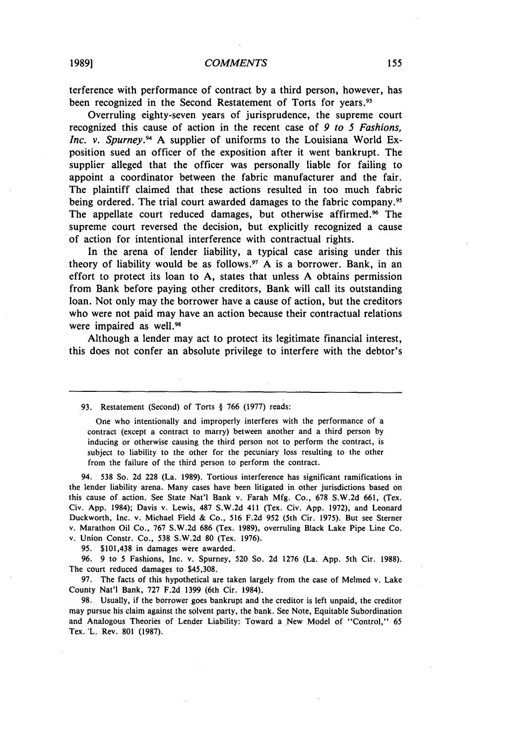terference with performance of contract by a third person, however, has been recognized in the Second Restatement of Torts for years.[93]

Overruling eighty-seven years of jurisprudence, the supreme court recognized this cause of action in the recent case of *9 to 5 Fashions, Inc. v. Spurney*.[94] A supplier of uniforms to the Louisiana World Exposition sued an officer of the exposition after it went bankrupt. The supplier alleged that the officer was personally liable for failing to appoint a coordinator between the fabric manufacturer and the fair. The plaintiff claimed that these actions resulted in too much fabric being ordered. The trial court awarded damages to the fabric company.[95] The appellate court reduced damages, but otherwise affirmed.[96] The supreme court reversed the decision, but explicitly recognized a cause of action for intentional interference with contractual rights.

In the arena of lender liability, a typical case arising under this theory of liability would be as follows.[97] A is a borrower. Bank, in an effort to protect its loan to A, states that unless A obtains permission from Bank before paying other creditors, Bank will call its outstanding loan. Not only may the borrower have a cause of action, but the creditors who were not paid may have an action because their contractual relations were impaired as well.[98]

Although a lender may act to protect its legitimate financial interest, this does not confer an absolute privilege to interfere with the debtor's

---

93. Restatement (Second) of Torts § 766 (1977) reads:

> One who intentionally and improperly interferes with the performance of a contract (except a contract to marry) between another and a third person by inducing or otherwise causing the third person not to perform the contract, is subject to liability to the other for the pecuniary loss resulting to the other from the failure of the third person to perform the contract.

94. 538 So. 2d 228 (La. 1989). Tortious interference has significant ramifications in the lender liability arena. Many cases have been litigated in other jurisdictions based on this cause of action. See State Nat'l Bank v. Farah Mfg. Co., 678 S.W.2d 661, (Tex. Civ. App. 1984); Davis v. Lewis, 487 S.W.2d 411 (Tex. Civ. App. 1972), and Leonard Duckworth, Inc. v. Michael Field & Co., 516 F.2d 952 (5th Cir. 1975). But see Sterner v. Marathon Oil Co., 767 S.W.2d 686 (Tex. 1989), overruling Black Lake Pipe Line Co. v. Union Constr. Co., 538 S.W.2d 80 (Tex. 1976).

95. $101,438 in damages were awarded.

96. 9 to 5 Fashions, Inc. v. Spurney, 520 So. 2d 1276 (La. App. 5th Cir. 1988). The court reduced damages to $45,308.

97. The facts of this hypothetical are taken largely from the case of Melmed v. Lake County Nat'l Bank, 727 F.2d 1399 (6th Cir. 1984).

98. Usually, if the borrower goes bankrupt and the creditor is left unpaid, the creditor may pursue his claim against the solvent party, the bank. See Note, Equitable Subordination and Analogous Theories of Lender Liability: Toward a New Model of "Control," 65 Tex. L. Rev. 801 (1987).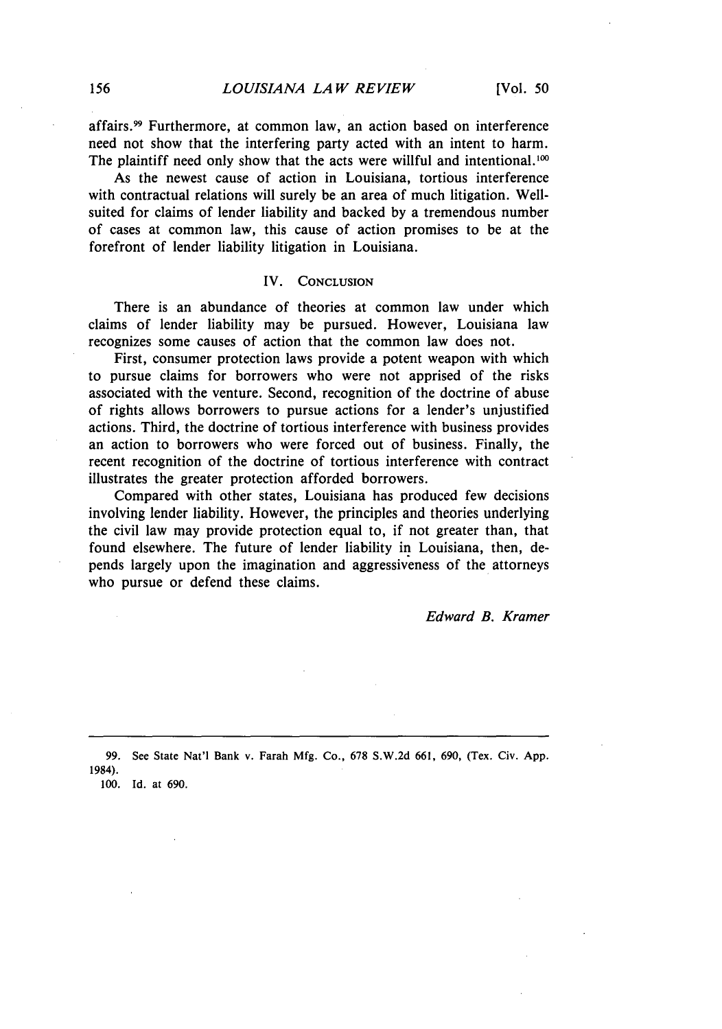affairs.[99] Furthermore, at common law, an action based on interference need not show that the interfering party acted with an intent to harm. The plaintiff need only show that the acts were willful and intentional.[100]

As the newest cause of action in Louisiana, tortious interference with contractual relations will surely be an area of much litigation. Well-suited for claims of lender liability and backed by a tremendous number of cases at common law, this cause of action promises to be at the forefront of lender liability litigation in Louisiana.

## IV. Conclusion

There is an abundance of theories at common law under which claims of lender liability may be pursued. However, Louisiana law recognizes some causes of action that the common law does not.

First, consumer protection laws provide a potent weapon with which to pursue claims for borrowers who were not apprised of the risks associated with the venture. Second, recognition of the doctrine of abuse of rights allows borrowers to pursue actions for a lender's unjustified actions. Third, the doctrine of tortious interference with business provides an action to borrowers who were forced out of business. Finally, the recent recognition of the doctrine of tortious interference with contract illustrates the greater protection afforded borrowers.

Compared with other states, Louisiana has produced few decisions involving lender liability. However, the principles and theories underlying the civil law may provide protection equal to, if not greater than, that found elsewhere. The future of lender liability in Louisiana, then, depends largely upon the imagination and aggressiveness of the attorneys who pursue or defend these claims.

*Edward B. Kramer*

---

99. See State Nat'l Bank v. Farah Mfg. Co., 678 S.W.2d 661, 690, (Tex. Civ. App. 1984).

100. Id. at 690.